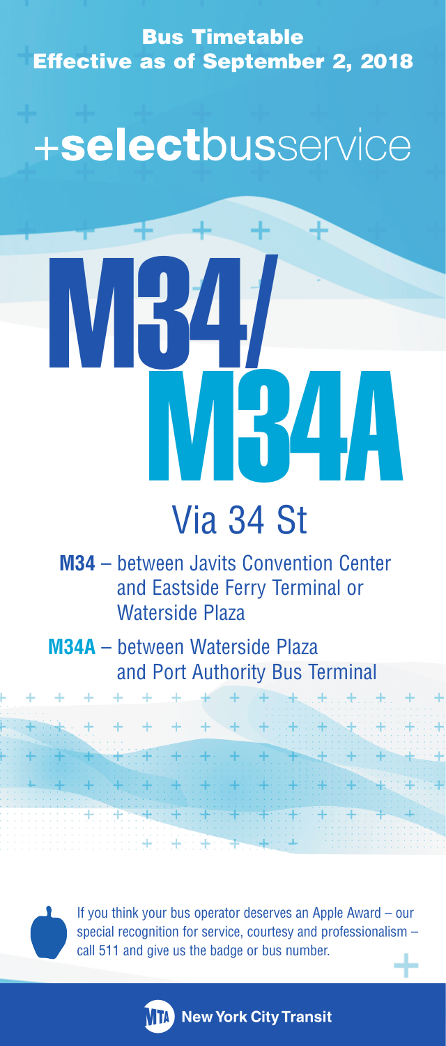**Bus Timetable**
**Effective as of September 2, 2018**

# +selectbusservice

# M34/ M34A

## Via 34 St

**M34** – between Javits Convention Center and Eastside Ferry Terminal or Waterside Plaza

**M34A** – between Waterside Plaza and Port Authority Bus Terminal

If you think your bus operator deserves an Apple Award – our special recognition for service, courtesy and professionalism – call 511 and give us the badge or bus number.

MTA New York City Transit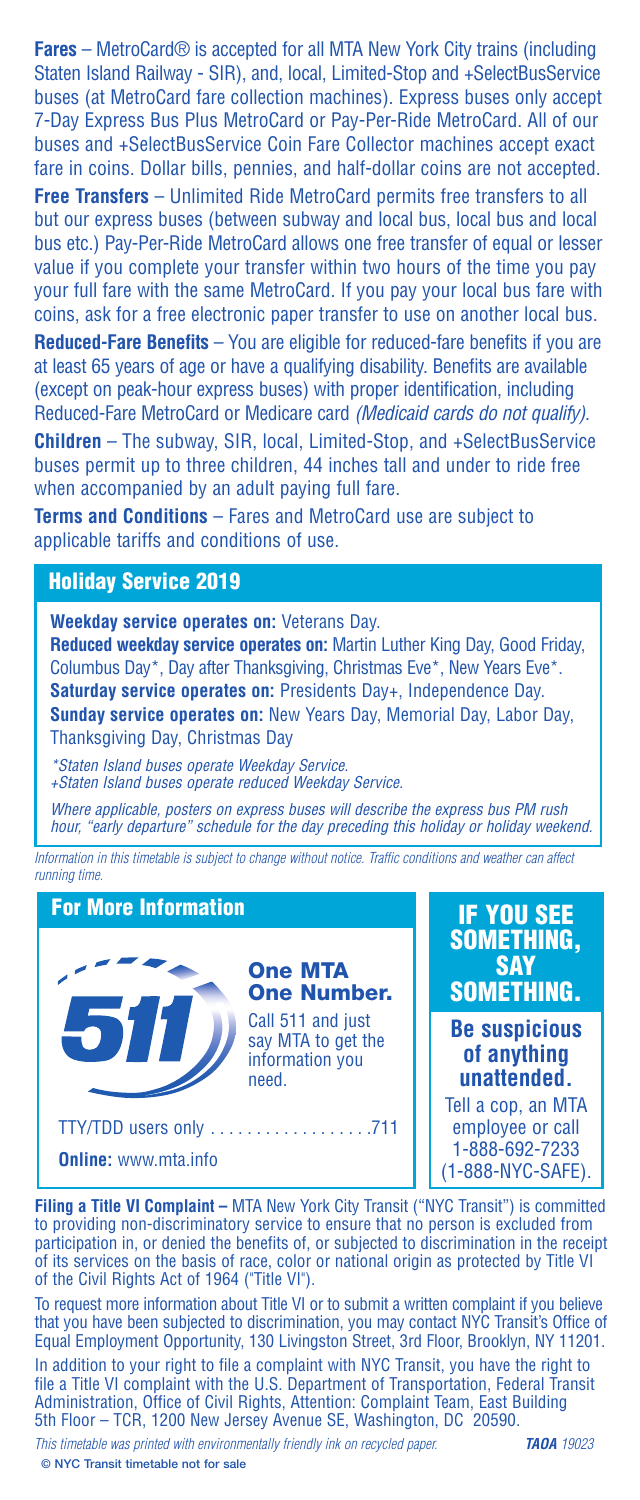**Fares** – MetroCard® is accepted for all MTA New York City trains (including Staten Island Railway - SIR), and, local, Limited-Stop and +SelectBusService buses (at MetroCard fare collection machines). Express buses only accept 7-Day Express Bus Plus MetroCard or Pay-Per-Ride MetroCard. All of our buses and +SelectBusService Coin Fare Collector machines accept exact fare in coins. Dollar bills, pennies, and half-dollar coins are not accepted.

**Free Transfers** – Unlimited Ride MetroCard permits free transfers to all but our express buses (between subway and local bus, local bus and local bus etc.) Pay-Per-Ride MetroCard allows one free transfer of equal or lesser value if you complete your transfer within two hours of the time you pay your full fare with the same MetroCard. If you pay your local bus fare with coins, ask for a free electronic paper transfer to use on another local bus.

**Reduced-Fare Benefits** – You are eligible for reduced-fare benefits if you are at least 65 years of age or have a qualifying disability. Benefits are available (except on peak-hour express buses) with proper identification, including Reduced-Fare MetroCard or Medicare card *(Medicaid cards do not qualify).*

**Children** – The subway, SIR, local, Limited-Stop, and +SelectBusService buses permit up to three children, 44 inches tall and under to ride free when accompanied by an adult paying full fare.

**Terms and Conditions** – Fares and MetroCard use are subject to applicable tariffs and conditions of use.

## Holiday Service 2019

**Weekday service operates on:** Veterans Day.
**Reduced weekday service operates on:** Martin Luther King Day, Good Friday, Columbus Day*, Day after Thanksgiving, Christmas Eve*, New Years Eve*.
**Saturday service operates on:** Presidents Day+, Independence Day.
**Sunday service operates on:** New Years Day, Memorial Day, Labor Day, Thanksgiving Day, Christmas Day

*\*Staten Island buses operate Weekday Service.*
*+Staten Island buses operate reduced Weekday Service.*

*Where applicable, posters on express buses will describe the express bus PM rush hour, "early departure" schedule for the day preceding this holiday or holiday weekend.*

*Information in this timetable is subject to change without notice. Traffic conditions and weather can affect running time.*

## For More Information

511

**One MTA One Number.**

Call 511 and just say MTA to get the information you need.

TTY/TDD users only .................711

**Online:** www.mta.info

## IF YOU SEE SOMETHING, SAY SOMETHING.

**Be suspicious of anything unattended.**

Tell a cop, an MTA employee or call 1-888-692-7233 (1-888-NYC-SAFE).

**Filing a Title VI Complaint –** MTA New York City Transit ("NYC Transit") is committed to providing non-discriminatory service to ensure that no person is excluded from participation in, or denied the benefits of, or subjected to discrimination in the receipt of its services on the basis of race, color or national origin as protected by Title VI of the Civil Rights Act of 1964 ("Title VI").

To request more information about Title VI or to submit a written complaint if you believe that you have been subjected to discrimination, you may contact NYC Transit's Office of Equal Employment Opportunity, 130 Livingston Street, 3rd Floor, Brooklyn, NY 11201.

In addition to your right to file a complaint with NYC Transit, you have the right to file a Title VI complaint with the U.S. Department of Transportation, Federal Transit Administration, Office of Civil Rights, Attention: Complaint Team, East Building 5th Floor – TCR, 1200 New Jersey Avenue SE, Washington, DC 20590.

*This timetable was printed with environmentally friendly ink on recycled paper.* ***TAOA** 19023*

**© NYC Transit timetable not for sale**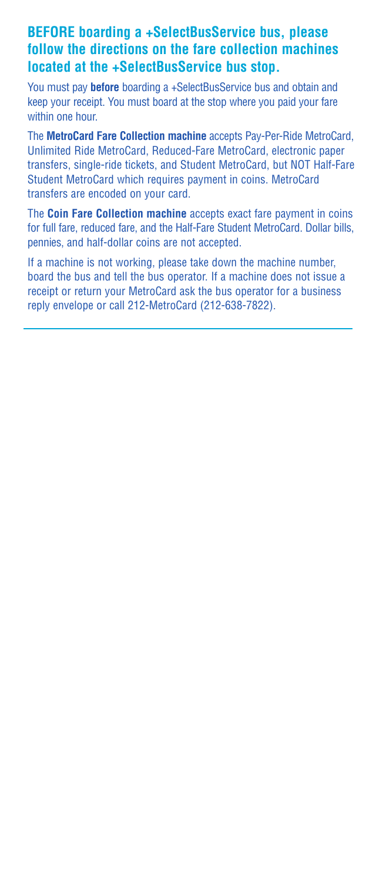## BEFORE boarding a +SelectBusService bus, please follow the directions on the fare collection machines located at the +SelectBusService bus stop.

You must pay **before** boarding a +SelectBusService bus and obtain and keep your receipt. You must board at the stop where you paid your fare within one hour.

The **MetroCard Fare Collection machine** accepts Pay-Per-Ride MetroCard, Unlimited Ride MetroCard, Reduced-Fare MetroCard, electronic paper transfers, single-ride tickets, and Student MetroCard, but NOT Half-Fare Student MetroCard which requires payment in coins. MetroCard transfers are encoded on your card.

The **Coin Fare Collection machine** accepts exact fare payment in coins for full fare, reduced fare, and the Half-Fare Student MetroCard. Dollar bills, pennies, and half-dollar coins are not accepted.

If a machine is not working, please take down the machine number, board the bus and tell the bus operator. If a machine does not issue a receipt or return your MetroCard ask the bus operator for a business reply envelope or call 212-MetroCard (212-638-7822).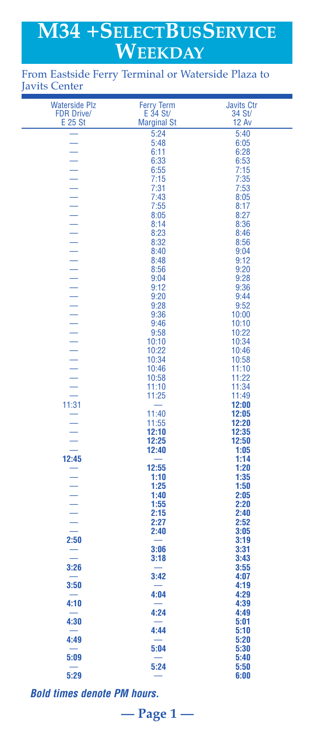# M34 +SelectBusService Weekday

From Eastside Ferry Terminal or Waterside Plaza to Javits Center

| Waterside Plz FDR Drive/ E 25 St | Ferry Term E 34 St/ Marginal St | Javits Ctr 34 St/ 12 Av |
|---|---|---|
| — | 5:24 | 5:40 |
| — | 5:48 | 6:05 |
| — | 6:11 | 6:28 |
| — | 6:33 | 6:53 |
| — | 6:55 | 7:15 |
| — | 7:15 | 7:35 |
| — | 7:31 | 7:53 |
| — | 7:43 | 8:05 |
| — | 7:55 | 8:17 |
| — | 8:05 | 8:27 |
| — | 8:14 | 8:36 |
| — | 8:23 | 8:46 |
| — | 8:32 | 8:56 |
| — | 8:40 | 9:04 |
| — | 8:48 | 9:12 |
| — | 8:56 | 9:20 |
| — | 9:04 | 9:28 |
| — | 9:12 | 9:36 |
| — | 9:20 | 9:44 |
| — | 9:28 | 9:52 |
| — | 9:36 | 10:00 |
| — | 9:46 | 10:10 |
| — | 9:58 | 10:22 |
| — | 10:10 | 10:34 |
| — | 10:22 | 10:46 |
| — | 10:34 | 10:58 |
| — | 10:46 | 11:10 |
| — | 10:58 | 11:22 |
| — | 11:10 | 11:34 |
| — | 11:25 | 11:49 |
| 11:31 | — | **12:00** |
| — | 11:40 | **12:05** |
| — | 11:55 | **12:20** |
| — | **12:10** | **12:35** |
| — | **12:25** | **12:50** |
| — | **12:40** | **1:05** |
| **12:45** | — | **1:14** |
| — | **12:55** | **1:20** |
| — | **1:10** | **1:35** |
| — | **1:25** | **1:50** |
| — | **1:40** | **2:05** |
| — | **1:55** | **2:20** |
| — | **2:15** | **2:40** |
| — | **2:27** | **2:52** |
| — | **2:40** | **3:05** |
| **2:50** | — | **3:19** |
| — | **3:06** | **3:31** |
| — | **3:18** | **3:43** |
| **3:26** | — | **3:55** |
| — | **3:42** | **4:07** |
| **3:50** | — | **4:19** |
| — | **4:04** | **4:29** |
| **4:10** | — | **4:39** |
| — | **4:24** | **4:49** |
| **4:30** | — | **5:01** |
| — | **4:44** | **5:10** |
| **4:49** | — | **5:20** |
| — | **5:04** | **5:30** |
| **5:09** | — | **5:40** |
| — | **5:24** | **5:50** |
| **5:29** | — | **6:00** |

***Bold times denote PM hours.***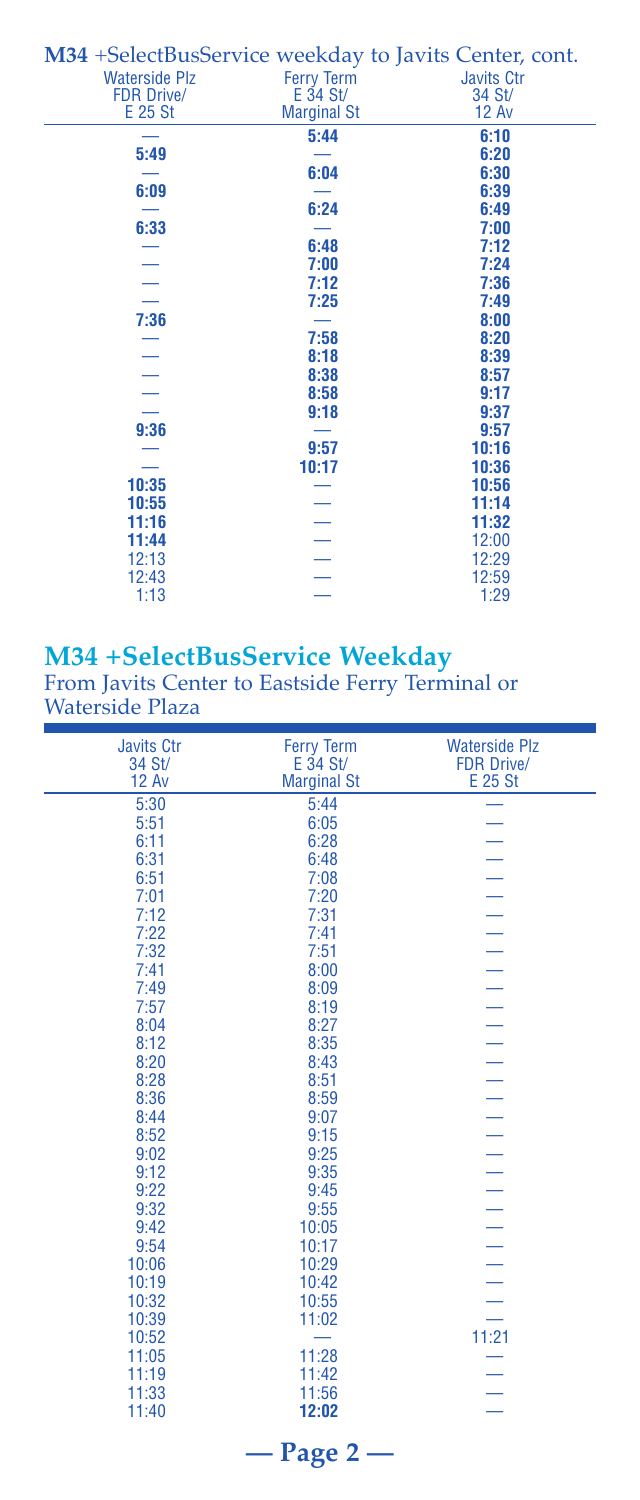## M34 +SelectBusService weekday to Javits Center, cont.

| Waterside Plz FDR Drive/ E 25 St | Ferry Term E 34 St/ Marginal St | Javits Ctr 34 St/ 12 Av |
|---|---|---|
| — | **5:44** | **6:10** |
| **5:49** | — | **6:20** |
| — | **6:04** | **6:30** |
| **6:09** | — | **6:39** |
| — | **6:24** | **6:49** |
| **6:33** | — | **7:00** |
| — | **6:48** | **7:12** |
| — | **7:00** | **7:24** |
| — | **7:12** | **7:36** |
| — | **7:25** | **7:49** |
| **7:36** | — | **8:00** |
| — | **7:58** | **8:20** |
| — | **8:18** | **8:39** |
| — | **8:38** | **8:57** |
| — | **8:58** | **9:17** |
| — | **9:18** | **9:37** |
| **9:36** | — | **9:57** |
| — | **9:57** | **10:16** |
| — | **10:17** | **10:36** |
| **10:35** | — | **10:56** |
| **10:55** | — | **11:14** |
| **11:16** | — | **11:32** |
| **11:44** | — | 12:00 |
| 12:13 | — | 12:29 |
| 12:43 | — | 12:59 |
| 1:13 | — | 1:29 |

## M34 +SelectBusService Weekday

From Javits Center to Eastside Ferry Terminal or Waterside Plaza

| Javits Ctr 34 St/ 12 Av | Ferry Term E 34 St/ Marginal St | Waterside Plz FDR Drive/ E 25 St |
|---|---|---|
| 5:30 | 5:44 | — |
| 5:51 | 6:05 | — |
| 6:11 | 6:28 | — |
| 6:31 | 6:48 | — |
| 6:51 | 7:08 | — |
| 7:01 | 7:20 | — |
| 7:12 | 7:31 | — |
| 7:22 | 7:41 | — |
| 7:32 | 7:51 | — |
| 7:41 | 8:00 | — |
| 7:49 | 8:09 | — |
| 7:57 | 8:19 | — |
| 8:04 | 8:27 | — |
| 8:12 | 8:35 | — |
| 8:20 | 8:43 | — |
| 8:28 | 8:51 | — |
| 8:36 | 8:59 | — |
| 8:44 | 9:07 | — |
| 8:52 | 9:15 | — |
| 9:02 | 9:25 | — |
| 9:12 | 9:35 | — |
| 9:22 | 9:45 | — |
| 9:32 | 9:55 | — |
| 9:42 | 10:05 | — |
| 9:54 | 10:17 | — |
| 10:06 | 10:29 | — |
| 10:19 | 10:42 | — |
| 10:32 | 10:55 | — |
| 10:39 | 11:02 | — |
| 10:52 | — | 11:21 |
| 11:05 | 11:28 | — |
| 11:19 | 11:42 | — |
| 11:33 | 11:56 | — |
| 11:40 | **12:02** | — |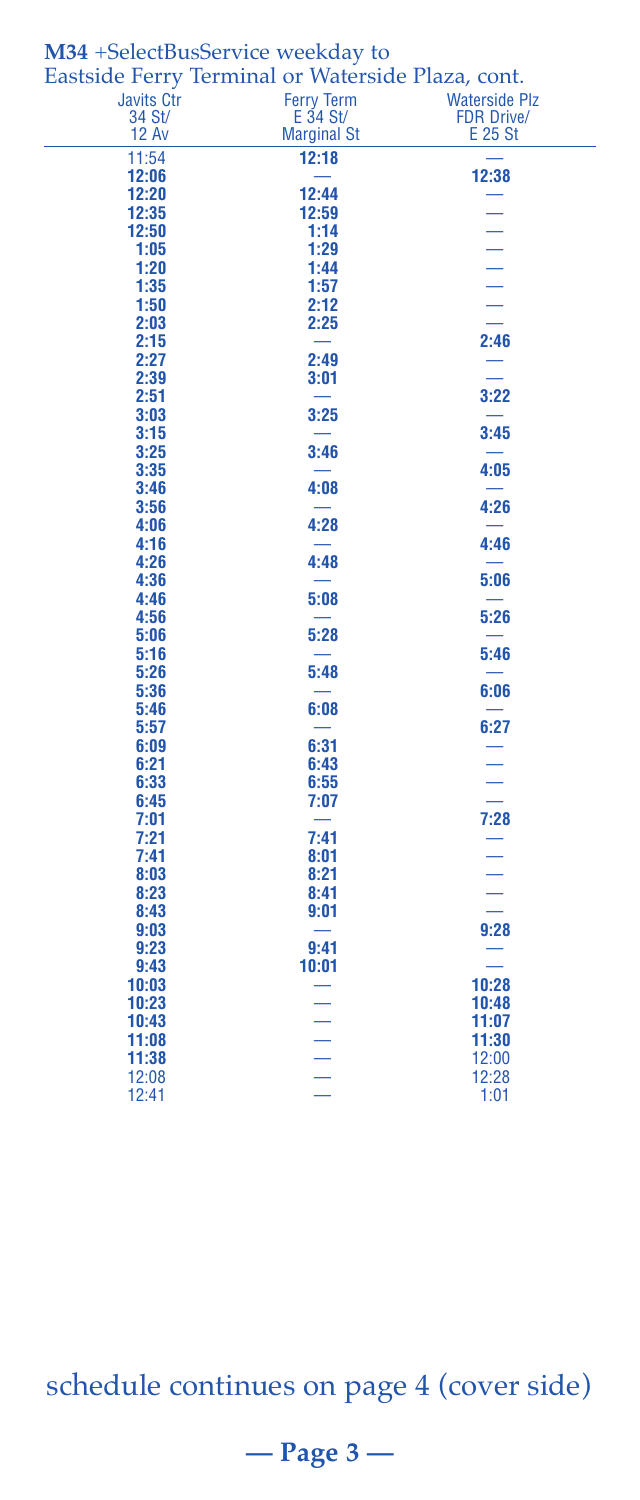**M34** +SelectBusService weekday to Eastside Ferry Terminal or Waterside Plaza, cont.

| Javits Ctr 34 St/ 12 Av | Ferry Term E 34 St/ Marginal St | Waterside Plz FDR Drive/ E 25 St |
|---|---|---|
| 11:54 | **12:18** | — |
| **12:06** | — | **12:38** |
| **12:20** | **12:44** | — |
| **12:35** | **12:59** | — |
| **12:50** | **1:14** | — |
| **1:05** | **1:29** | — |
| **1:20** | **1:44** | — |
| **1:35** | **1:57** | — |
| **1:50** | **2:12** | — |
| **2:03** | **2:25** | — |
| **2:15** | — | **2:46** |
| **2:27** | **2:49** | — |
| **2:39** | **3:01** | — |
| **2:51** | — | **3:22** |
| **3:03** | **3:25** | — |
| **3:15** | — | **3:45** |
| **3:25** | **3:46** | — |
| **3:35** | — | **4:05** |
| **3:46** | **4:08** | — |
| **3:56** | — | **4:26** |
| **4:06** | **4:28** | — |
| **4:16** | — | **4:46** |
| **4:26** | **4:48** | — |
| **4:36** | — | **5:06** |
| **4:46** | **5:08** | — |
| **4:56** | — | **5:26** |
| **5:06** | **5:28** | — |
| **5:16** | — | **5:46** |
| **5:26** | **5:48** | — |
| **5:36** | — | **6:06** |
| **5:46** | **6:08** | — |
| **5:57** | — | **6:27** |
| **6:09** | **6:31** | — |
| **6:21** | **6:43** | — |
| **6:33** | **6:55** | — |
| **6:45** | **7:07** | — |
| **7:01** | — | **7:28** |
| **7:21** | **7:41** | — |
| **7:41** | **8:01** | — |
| **8:03** | **8:21** | — |
| **8:23** | **8:41** | — |
| **8:43** | **9:01** | — |
| **9:03** | — | **9:28** |
| **9:23** | **9:41** | — |
| **9:43** | **10:01** | — |
| **10:03** | — | **10:28** |
| **10:23** | — | **10:48** |
| **10:43** | — | **11:07** |
| **11:08** | — | **11:30** |
| **11:38** | — | 12:00 |
| 12:08 | — | 12:28 |
| 12:41 | — | 1:01 |

schedule continues on page 4 (cover side)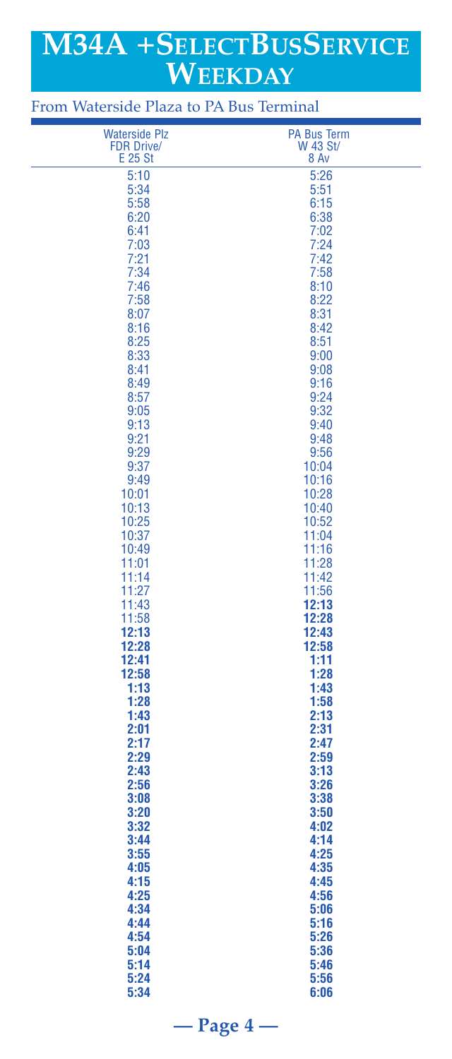# M34A +SelectBusService Weekday

## From Waterside Plaza to PA Bus Terminal

| Waterside Plz FDR Drive/ E 25 St | PA Bus Term W 43 St/ 8 Av |
|---|---|
| 5:10 | 5:26 |
| 5:34 | 5:51 |
| 5:58 | 6:15 |
| 6:20 | 6:38 |
| 6:41 | 7:02 |
| 7:03 | 7:24 |
| 7:21 | 7:42 |
| 7:34 | 7:58 |
| 7:46 | 8:10 |
| 7:58 | 8:22 |
| 8:07 | 8:31 |
| 8:16 | 8:42 |
| 8:25 | 8:51 |
| 8:33 | 9:00 |
| 8:41 | 9:08 |
| 8:49 | 9:16 |
| 8:57 | 9:24 |
| 9:05 | 9:32 |
| 9:13 | 9:40 |
| 9:21 | 9:48 |
| 9:29 | 9:56 |
| 9:37 | 10:04 |
| 9:49 | 10:16 |
| 10:01 | 10:28 |
| 10:13 | 10:40 |
| 10:25 | 10:52 |
| 10:37 | 11:04 |
| 10:49 | 11:16 |
| 11:01 | 11:28 |
| 11:14 | 11:42 |
| 11:27 | 11:56 |
| 11:43 | **12:13** |
| 11:58 | **12:28** |
| **12:13** | **12:43** |
| **12:28** | **12:58** |
| **12:41** | **1:11** |
| **12:58** | **1:28** |
| **1:13** | **1:43** |
| **1:28** | **1:58** |
| **1:43** | **2:13** |
| **2:01** | **2:31** |
| **2:17** | **2:47** |
| **2:29** | **2:59** |
| **2:43** | **3:13** |
| **2:56** | **3:26** |
| **3:08** | **3:38** |
| **3:20** | **3:50** |
| **3:32** | **4:02** |
| **3:44** | **4:14** |
| **3:55** | **4:25** |
| **4:05** | **4:35** |
| **4:15** | **4:45** |
| **4:25** | **4:56** |
| **4:34** | **5:06** |
| **4:44** | **5:16** |
| **4:54** | **5:26** |
| **5:04** | **5:36** |
| **5:14** | **5:46** |
| **5:24** | **5:56** |
| **5:34** | **6:06** |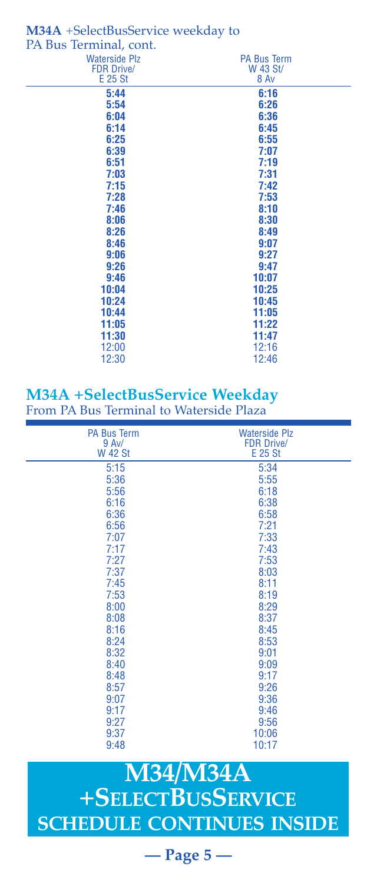**M34A** +SelectBusService weekday to PA Bus Terminal, cont.

| Waterside Plz FDR Drive/ E 25 St | PA Bus Term W 43 St/ 8 Av |
|---|---|
| **5:44** | **6:16** |
| **5:54** | **6:26** |
| **6:04** | **6:36** |
| **6:14** | **6:45** |
| **6:25** | **6:55** |
| **6:39** | **7:07** |
| **6:51** | **7:19** |
| **7:03** | **7:31** |
| **7:15** | **7:42** |
| **7:28** | **7:53** |
| **7:46** | **8:10** |
| **8:06** | **8:30** |
| **8:26** | **8:49** |
| **8:46** | **9:07** |
| **9:06** | **9:27** |
| **9:26** | **9:47** |
| **9:46** | **10:07** |
| **10:04** | **10:25** |
| **10:24** | **10:45** |
| **10:44** | **11:05** |
| **11:05** | **11:22** |
| **11:30** | **11:47** |
| 12:00 | 12:16 |
| 12:30 | 12:46 |

## M34A +SelectBusService Weekday

From PA Bus Terminal to Waterside Plaza

| PA Bus Term 9 Av/ W 42 St | Waterside Plz FDR Drive/ E 25 St |
|---|---|
| 5:15 | 5:34 |
| 5:36 | 5:55 |
| 5:56 | 6:18 |
| 6:16 | 6:38 |
| 6:36 | 6:58 |
| 6:56 | 7:21 |
| 7:07 | 7:33 |
| 7:17 | 7:43 |
| 7:27 | 7:53 |
| 7:37 | 8:03 |
| 7:45 | 8:11 |
| 7:53 | 8:19 |
| 8:00 | 8:29 |
| 8:08 | 8:37 |
| 8:16 | 8:45 |
| 8:24 | 8:53 |
| 8:32 | 9:01 |
| 8:40 | 9:09 |
| 8:48 | 9:17 |
| 8:57 | 9:26 |
| 9:07 | 9:36 |
| 9:17 | 9:46 |
| 9:27 | 9:56 |
| 9:37 | 10:06 |
| 9:48 | 10:17 |

**M34/M34A +SELECTBUSSERVICE SCHEDULE CONTINUES INSIDE**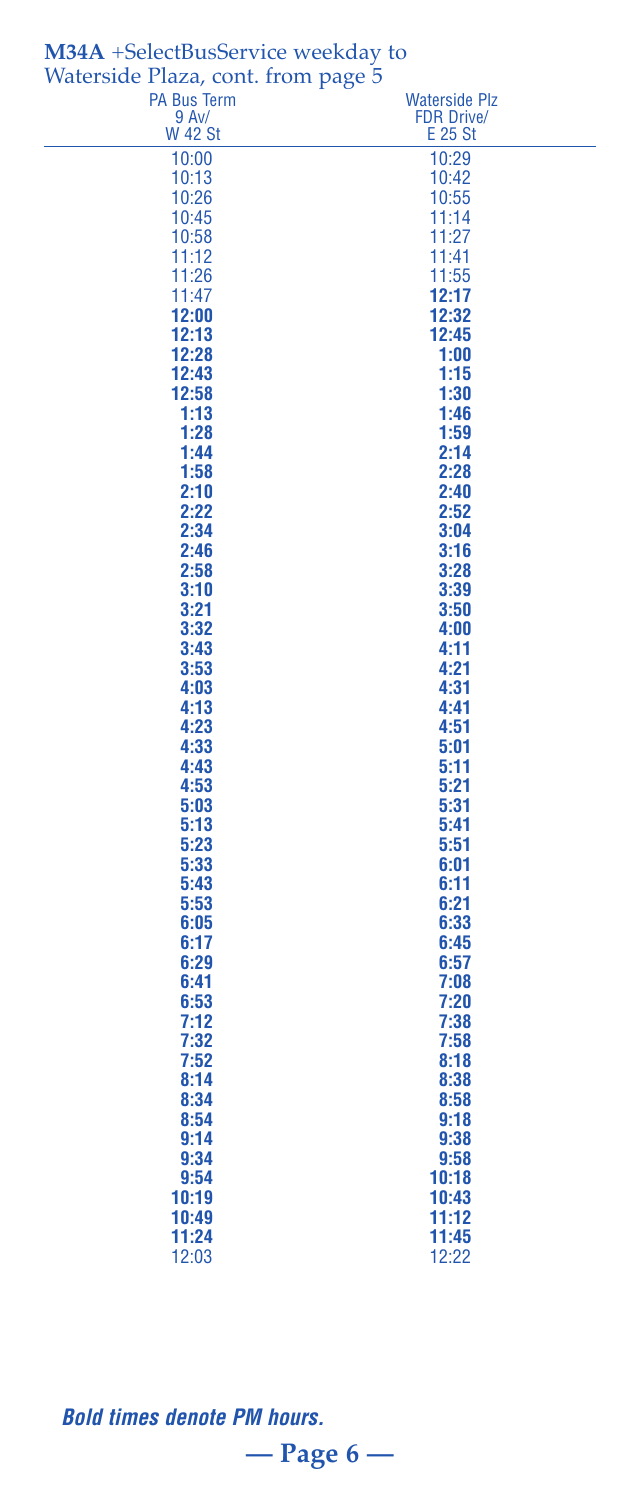**M34A** +SelectBusService weekday to Waterside Plaza, cont. from page 5

| PA Bus Term 9 Av/ W 42 St | Waterside Plz FDR Drive/ E 25 St |
|---|---|
| 10:00 | 10:29 |
| 10:13 | 10:42 |
| 10:26 | 10:55 |
| 10:45 | 11:14 |
| 10:58 | 11:27 |
| 11:12 | 11:41 |
| 11:26 | 11:55 |
| 11:47 | **12:17** |
| **12:00** | **12:32** |
| **12:13** | **12:45** |
| **12:28** | **1:00** |
| **12:43** | **1:15** |
| **12:58** | **1:30** |
| **1:13** | **1:46** |
| **1:28** | **1:59** |
| **1:44** | **2:14** |
| **1:58** | **2:28** |
| **2:10** | **2:40** |
| **2:22** | **2:52** |
| **2:34** | **3:04** |
| **2:46** | **3:16** |
| **2:58** | **3:28** |
| **3:10** | **3:39** |
| **3:21** | **3:50** |
| **3:32** | **4:00** |
| **3:43** | **4:11** |
| **3:53** | **4:21** |
| **4:03** | **4:31** |
| **4:13** | **4:41** |
| **4:23** | **4:51** |
| **4:33** | **5:01** |
| **4:43** | **5:11** |
| **4:53** | **5:21** |
| **5:03** | **5:31** |
| **5:13** | **5:41** |
| **5:23** | **5:51** |
| **5:33** | **6:01** |
| **5:43** | **6:11** |
| **5:53** | **6:21** |
| **6:05** | **6:33** |
| **6:17** | **6:45** |
| **6:29** | **6:57** |
| **6:41** | **7:08** |
| **6:53** | **7:20** |
| **7:12** | **7:38** |
| **7:32** | **7:58** |
| **7:52** | **8:18** |
| **8:14** | **8:38** |
| **8:34** | **8:58** |
| **8:54** | **9:18** |
| **9:14** | **9:38** |
| **9:34** | **9:58** |
| **9:54** | **10:18** |
| **10:19** | **10:43** |
| **10:49** | **11:12** |
| **11:24** | **11:45** |
| 12:03 | 12:22 |

***Bold times denote PM hours.***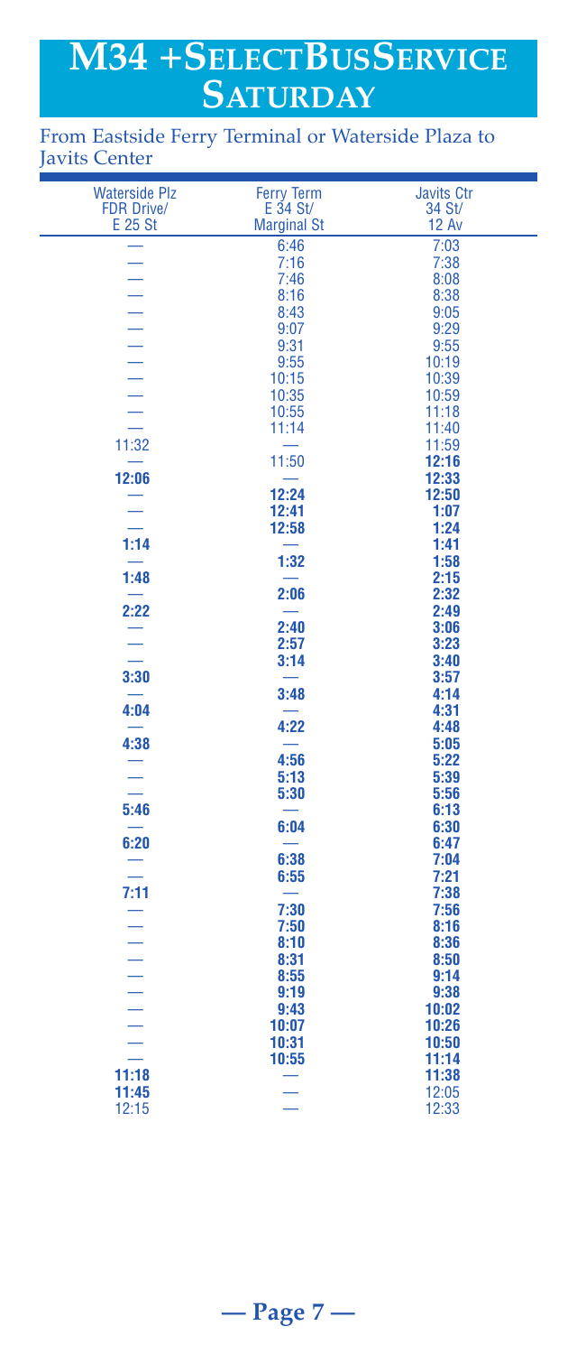# M34 +SelectBusService Saturday

From Eastside Ferry Terminal or Waterside Plaza to Javits Center

| Waterside Plz FDR Drive/ E 25 St | Ferry Term E 34 St/ Marginal St | Javits Ctr 34 St/ 12 Av |
|---|---|---|
| — | 6:46 | 7:03 |
| — | 7:16 | 7:38 |
| — | 7:46 | 8:08 |
| — | 8:16 | 8:38 |
| — | 8:43 | 9:05 |
| — | 9:07 | 9:29 |
| — | 9:31 | 9:55 |
| — | 9:55 | 10:19 |
| — | 10:15 | 10:39 |
| — | 10:35 | 10:59 |
| — | 10:55 | 11:18 |
| — | 11:14 | 11:40 |
| 11:32 | — | 11:59 |
| — | 11:50 | **12:16** |
| **12:06** | — | **12:33** |
| — | **12:24** | **12:50** |
| — | **12:41** | **1:07** |
| — | **12:58** | **1:24** |
| **1:14** | — | **1:41** |
| — | **1:32** | **1:58** |
| **1:48** | — | **2:15** |
| — | **2:06** | **2:32** |
| **2:22** | — | **2:49** |
| — | **2:40** | **3:06** |
| — | **2:57** | **3:23** |
| — | **3:14** | **3:40** |
| **3:30** | — | **3:57** |
| — | **3:48** | **4:14** |
| **4:04** | — | **4:31** |
| — | **4:22** | **4:48** |
| **4:38** | — | **5:05** |
| — | **4:56** | **5:22** |
| — | **5:13** | **5:39** |
| — | **5:30** | **5:56** |
| **5:46** | — | **6:13** |
| — | **6:04** | **6:30** |
| **6:20** | — | **6:47** |
| — | **6:38** | **7:04** |
| — | **6:55** | **7:21** |
| **7:11** | — | **7:38** |
| — | **7:30** | **7:56** |
| — | **7:50** | **8:16** |
| — | **8:10** | **8:36** |
| — | **8:31** | **8:50** |
| — | **8:55** | **9:14** |
| — | **9:19** | **9:38** |
| — | **9:43** | **10:02** |
| — | **10:07** | **10:26** |
| — | **10:31** | **10:50** |
| — | **10:55** | **11:14** |
| **11:18** | — | **11:38** |
| **11:45** | — | 12:05 |
| 12:15 | — | 12:33 |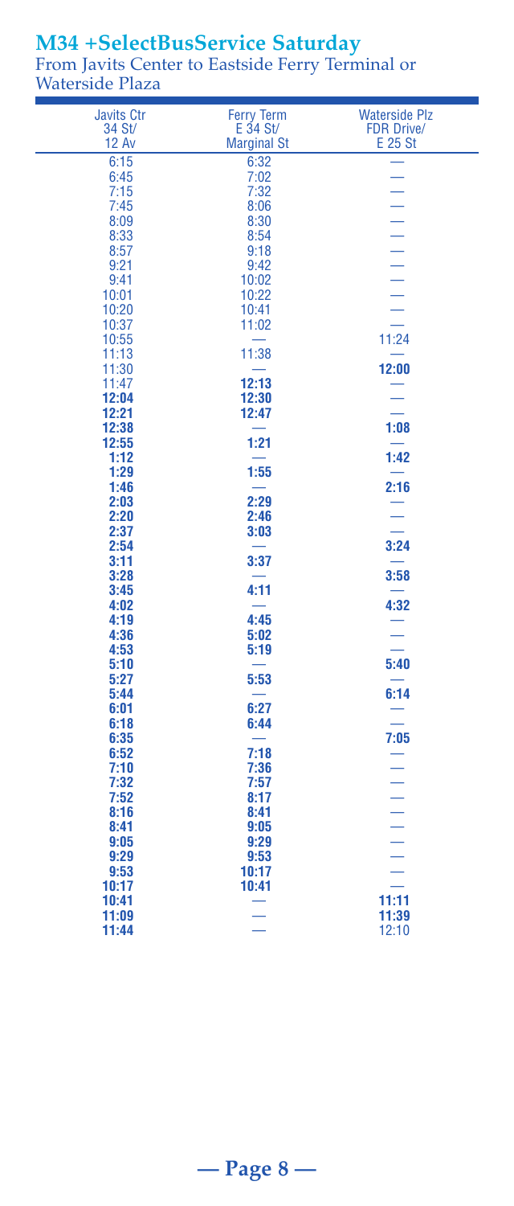## M34 +SelectBusService Saturday

From Javits Center to Eastside Ferry Terminal or Waterside Plaza

| Javits Ctr 34 St/ 12 Av | Ferry Term E 34 St/ Marginal St | Waterside Plz FDR Drive/ E 25 St |
|---|---|---|
| 6:15 | 6:32 | — |
| 6:45 | 7:02 | — |
| 7:15 | 7:32 | — |
| 7:45 | 8:06 | — |
| 8:09 | 8:30 | — |
| 8:33 | 8:54 | — |
| 8:57 | 9:18 | — |
| 9:21 | 9:42 | — |
| 9:41 | 10:02 | — |
| 10:01 | 10:22 | — |
| 10:20 | 10:41 | — |
| 10:37 | 11:02 | — |
| 10:55 | — | 11:24 |
| 11:13 | 11:38 | — |
| 11:30 | — | **12:00** |
| 11:47 | **12:13** | — |
| **12:04** | **12:30** | — |
| **12:21** | **12:47** | — |
| **12:38** | — | **1:08** |
| **12:55** | **1:21** | — |
| **1:12** | — | **1:42** |
| **1:29** | **1:55** | — |
| **1:46** | — | **2:16** |
| **2:03** | **2:29** | — |
| **2:20** | **2:46** | — |
| **2:37** | **3:03** | — |
| **2:54** | — | **3:24** |
| **3:11** | **3:37** | — |
| **3:28** | — | **3:58** |
| **3:45** | **4:11** | — |
| **4:02** | — | **4:32** |
| **4:19** | **4:45** | — |
| **4:36** | **5:02** | — |
| **4:53** | **5:19** | — |
| **5:10** | — | **5:40** |
| **5:27** | **5:53** | — |
| **5:44** | — | **6:14** |
| **6:01** | **6:27** | — |
| **6:18** | **6:44** | — |
| **6:35** | — | **7:05** |
| **6:52** | **7:18** | — |
| **7:10** | **7:36** | — |
| **7:32** | **7:57** | — |
| **7:52** | **8:17** | — |
| **8:16** | **8:41** | — |
| **8:41** | **9:05** | — |
| **9:05** | **9:29** | — |
| **9:29** | **9:53** | — |
| **9:53** | **10:17** | — |
| **10:17** | **10:41** | — |
| **10:41** | — | **11:11** |
| **11:09** | — | **11:39** |
| **11:44** | — | 12:10 |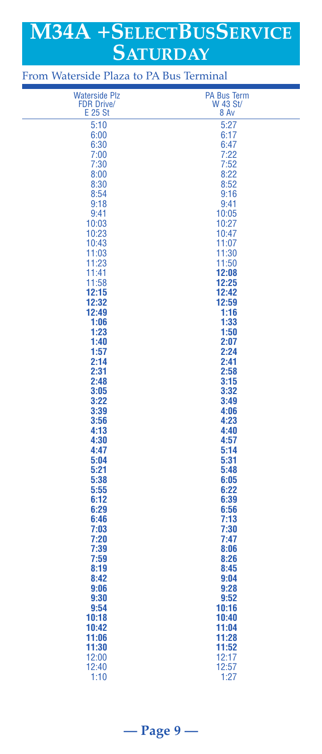# M34A +SelectBusService Saturday

## From Waterside Plaza to PA Bus Terminal

| Waterside Plz FDR Drive/ E 25 St | PA Bus Term W 43 St/ 8 Av |
|---|---|
| 5:10 | 5:27 |
| 6:00 | 6:17 |
| 6:30 | 6:47 |
| 7:00 | 7:22 |
| 7:30 | 7:52 |
| 8:00 | 8:22 |
| 8:30 | 8:52 |
| 8:54 | 9:16 |
| 9:18 | 9:41 |
| 9:41 | 10:05 |
| 10:03 | 10:27 |
| 10:23 | 10:47 |
| 10:43 | 11:07 |
| 11:03 | 11:30 |
| 11:23 | 11:50 |
| 11:41 | **12:08** |
| 11:58 | **12:25** |
| **12:15** | **12:42** |
| **12:32** | **12:59** |
| **12:49** | **1:16** |
| **1:06** | **1:33** |
| **1:23** | **1:50** |
| **1:40** | **2:07** |
| **1:57** | **2:24** |
| **2:14** | **2:41** |
| **2:31** | **2:58** |
| **2:48** | **3:15** |
| **3:05** | **3:32** |
| **3:22** | **3:49** |
| **3:39** | **4:06** |
| **3:56** | **4:23** |
| **4:13** | **4:40** |
| **4:30** | **4:57** |
| **4:47** | **5:14** |
| **5:04** | **5:31** |
| **5:21** | **5:48** |
| **5:38** | **6:05** |
| **5:55** | **6:22** |
| **6:12** | **6:39** |
| **6:29** | **6:56** |
| **6:46** | **7:13** |
| **7:03** | **7:30** |
| **7:20** | **7:47** |
| **7:39** | **8:06** |
| **7:59** | **8:26** |
| **8:19** | **8:45** |
| **8:42** | **9:04** |
| **9:06** | **9:28** |
| **9:30** | **9:52** |
| **9:54** | **10:16** |
| **10:18** | **10:40** |
| **10:42** | **11:04** |
| **11:06** | **11:28** |
| **11:30** | **11:52** |
| 12:00 | 12:17 |
| 12:40 | 12:57 |
| 1:10 | 1:27 |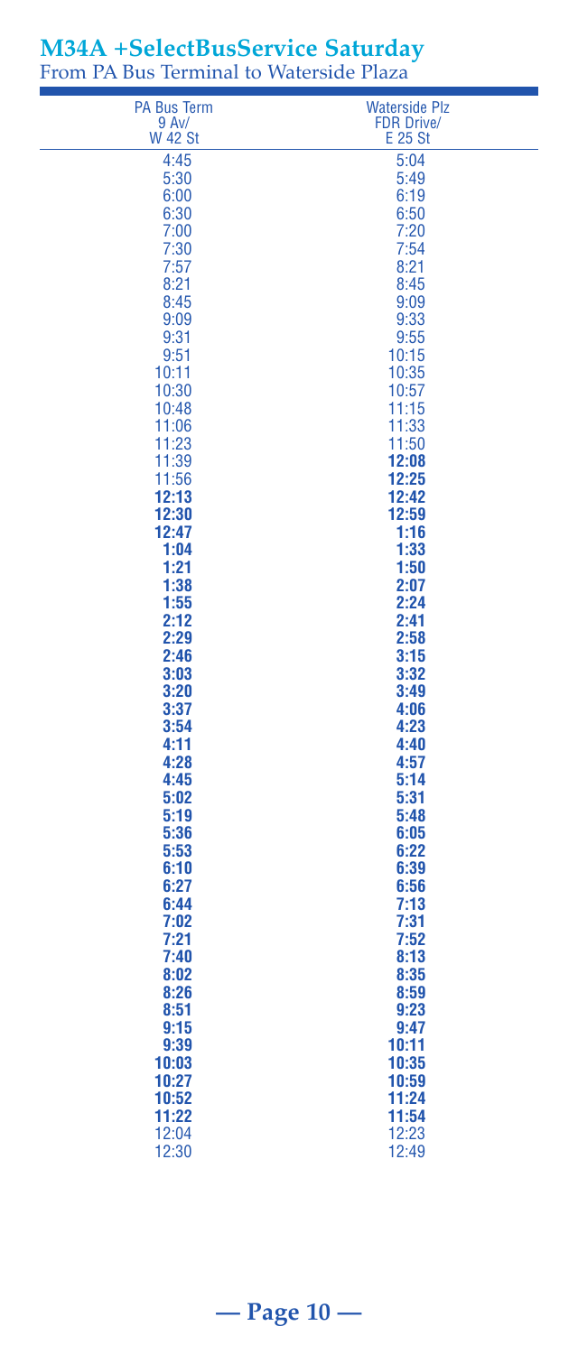# M34A +SelectBusService Saturday

From PA Bus Terminal to Waterside Plaza

| PA Bus Term 9 Av/ W 42 St | Waterside Plz FDR Drive/ E 25 St |
|---|---|
| 4:45 | 5:04 |
| 5:30 | 5:49 |
| 6:00 | 6:19 |
| 6:30 | 6:50 |
| 7:00 | 7:20 |
| 7:30 | 7:54 |
| 7:57 | 8:21 |
| 8:21 | 8:45 |
| 8:45 | 9:09 |
| 9:09 | 9:33 |
| 9:31 | 9:55 |
| 9:51 | 10:15 |
| 10:11 | 10:35 |
| 10:30 | 10:57 |
| 10:48 | 11:15 |
| 11:06 | 11:33 |
| 11:23 | 11:50 |
| 11:39 | **12:08** |
| 11:56 | **12:25** |
| **12:13** | **12:42** |
| **12:30** | **12:59** |
| **12:47** | **1:16** |
| **1:04** | **1:33** |
| **1:21** | **1:50** |
| **1:38** | **2:07** |
| **1:55** | **2:24** |
| **2:12** | **2:41** |
| **2:29** | **2:58** |
| **2:46** | **3:15** |
| **3:03** | **3:32** |
| **3:20** | **3:49** |
| **3:37** | **4:06** |
| **3:54** | **4:23** |
| **4:11** | **4:40** |
| **4:28** | **4:57** |
| **4:45** | **5:14** |
| **5:02** | **5:31** |
| **5:19** | **5:48** |
| **5:36** | **6:05** |
| **5:53** | **6:22** |
| **6:10** | **6:39** |
| **6:27** | **6:56** |
| **6:44** | **7:13** |
| **7:02** | **7:31** |
| **7:21** | **7:52** |
| **7:40** | **8:13** |
| **8:02** | **8:35** |
| **8:26** | **8:59** |
| **8:51** | **9:23** |
| **9:15** | **9:47** |
| **9:39** | **10:11** |
| **10:03** | **10:35** |
| **10:27** | **10:59** |
| **10:52** | **11:24** |
| **11:22** | **11:54** |
| 12:04 | 12:23 |
| 12:30 | 12:49 |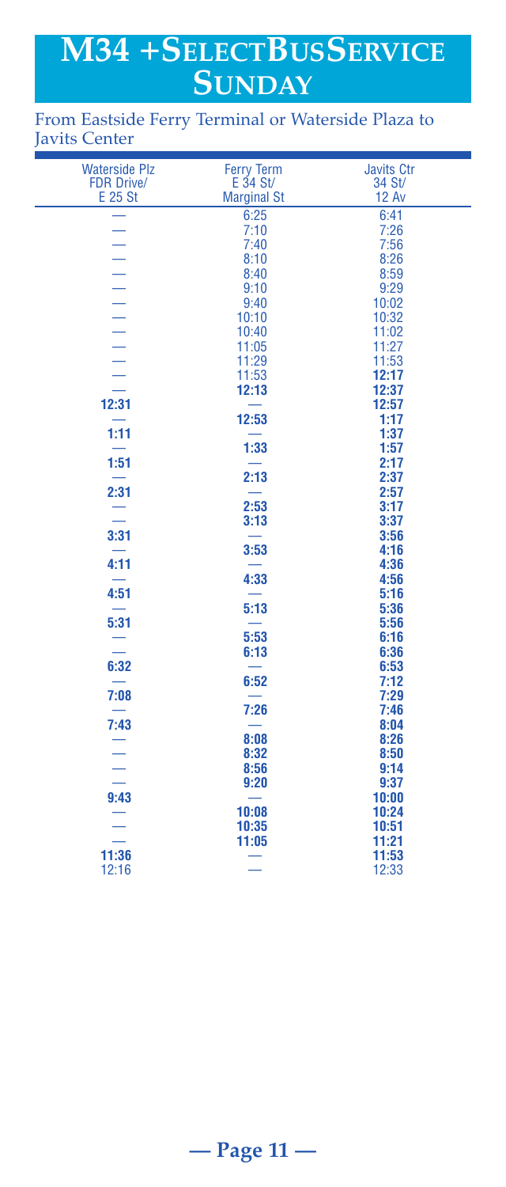# M34 +SelectBusService Sunday

From Eastside Ferry Terminal or Waterside Plaza to Javits Center

| Waterside Plz FDR Drive/ E 25 St | Ferry Term E 34 St/ Marginal St | Javits Ctr 34 St/ 12 Av |
|---|---|---|
| — | 6:25 | 6:41 |
| — | 7:10 | 7:26 |
| — | 7:40 | 7:56 |
| — | 8:10 | 8:26 |
| — | 8:40 | 8:59 |
| — | 9:10 | 9:29 |
| — | 9:40 | 10:02 |
| — | 10:10 | 10:32 |
| — | 10:40 | 11:02 |
| — | 11:05 | 11:27 |
| — | 11:29 | 11:53 |
| — | 11:53 | **12:17** |
| — | **12:13** | **12:37** |
| **12:31** | — | **12:57** |
| — | **12:53** | **1:17** |
| **1:11** | — | **1:37** |
| — | **1:33** | **1:57** |
| **1:51** | — | **2:17** |
| — | **2:13** | **2:37** |
| **2:31** | — | **2:57** |
| — | **2:53** | **3:17** |
| — | **3:13** | **3:37** |
| **3:31** | — | **3:56** |
| — | **3:53** | **4:16** |
| **4:11** | — | **4:36** |
| — | **4:33** | **4:56** |
| **4:51** | — | **5:16** |
| — | **5:13** | **5:36** |
| **5:31** | — | **5:56** |
| — | **5:53** | **6:16** |
| — | **6:13** | **6:36** |
| **6:32** | — | **6:53** |
| — | **6:52** | **7:12** |
| **7:08** | — | **7:29** |
| — | **7:26** | **7:46** |
| **7:43** | — | **8:04** |
| — | **8:08** | **8:26** |
| — | **8:32** | **8:50** |
| — | **8:56** | **9:14** |
| — | **9:20** | **9:37** |
| **9:43** | — | **10:00** |
| — | **10:08** | **10:24** |
| — | **10:35** | **10:51** |
| — | **11:05** | **11:21** |
| **11:36** | — | **11:53** |
| 12:16 | — | 12:33 |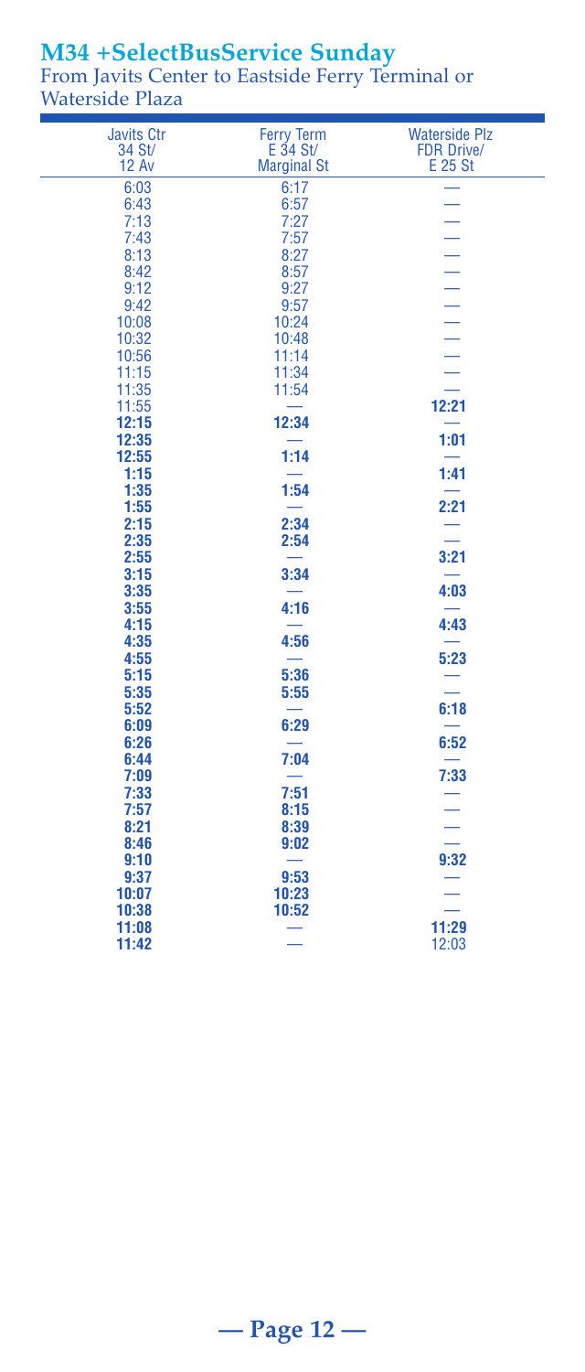# M34 +SelectBusService Sunday

From Javits Center to Eastside Ferry Terminal or Waterside Plaza

| Javits Ctr 34 St/ 12 Av | Ferry Term E 34 St/ Marginal St | Waterside Plz FDR Drive/ E 25 St |
|---|---|---|
| 6:03 | 6:17 | — |
| 6:43 | 6:57 | — |
| 7:13 | 7:27 | — |
| 7:43 | 7:57 | — |
| 8:13 | 8:27 | — |
| 8:42 | 8:57 | — |
| 9:12 | 9:27 | — |
| 9:42 | 9:57 | — |
| 10:08 | 10:24 | — |
| 10:32 | 10:48 | — |
| 10:56 | 11:14 | — |
| 11:15 | 11:34 | — |
| 11:35 | 11:54 | — |
| 11:55 | — | **12:21** |
| **12:15** | **12:34** | — |
| **12:35** | — | **1:01** |
| **12:55** | **1:14** | — |
| **1:15** | — | **1:41** |
| **1:35** | **1:54** | — |
| **1:55** | — | **2:21** |
| **2:15** | **2:34** | — |
| **2:35** | **2:54** | — |
| **2:55** | — | **3:21** |
| **3:15** | **3:34** | — |
| **3:35** | — | **4:03** |
| **3:55** | **4:16** | — |
| **4:15** | — | **4:43** |
| **4:35** | **4:56** | — |
| **4:55** | — | **5:23** |
| **5:15** | **5:36** | — |
| **5:35** | **5:55** | — |
| **5:52** | — | **6:18** |
| **6:09** | **6:29** | — |
| **6:26** | — | **6:52** |
| **6:44** | **7:04** | — |
| **7:09** | — | **7:33** |
| **7:33** | **7:51** | — |
| **7:57** | **8:15** | — |
| **8:21** | **8:39** | — |
| **8:46** | **9:02** | — |
| **9:10** | — | **9:32** |
| **9:37** | **9:53** | — |
| **10:07** | **10:23** | — |
| **10:38** | **10:52** | — |
| **11:08** | — | **11:29** |
| **11:42** | — | 12:03 |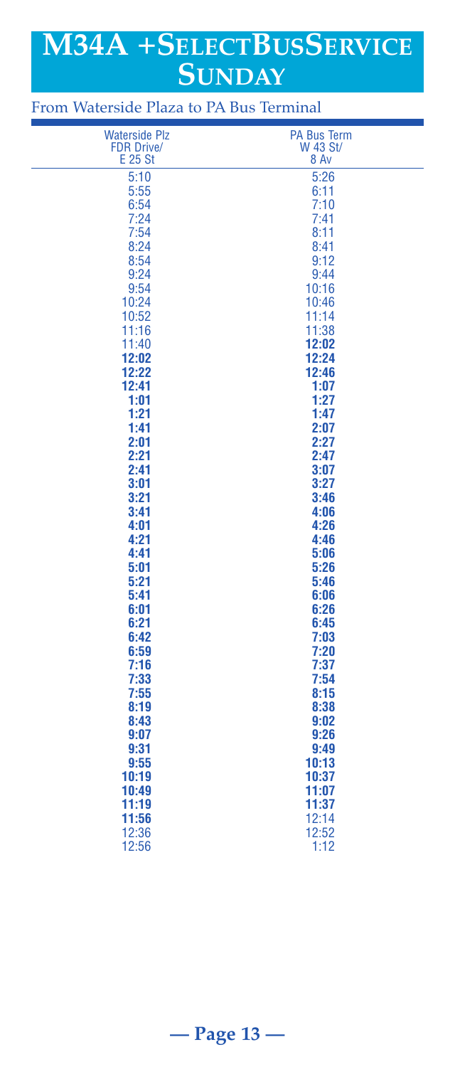# M34A +SelectBusService Sunday

## From Waterside Plaza to PA Bus Terminal

| Waterside Plz FDR Drive/ E 25 St | PA Bus Term W 43 St/ 8 Av |
|---|---|
| 5:10 | 5:26 |
| 5:55 | 6:11 |
| 6:54 | 7:10 |
| 7:24 | 7:41 |
| 7:54 | 8:11 |
| 8:24 | 8:41 |
| 8:54 | 9:12 |
| 9:24 | 9:44 |
| 9:54 | 10:16 |
| 10:24 | 10:46 |
| 10:52 | 11:14 |
| 11:16 | 11:38 |
| 11:40 | **12:02** |
| **12:02** | **12:24** |
| **12:22** | **12:46** |
| **12:41** | **1:07** |
| **1:01** | **1:27** |
| **1:21** | **1:47** |
| **1:41** | **2:07** |
| **2:01** | **2:27** |
| **2:21** | **2:47** |
| **2:41** | **3:07** |
| **3:01** | **3:27** |
| **3:21** | **3:46** |
| **3:41** | **4:06** |
| **4:01** | **4:26** |
| **4:21** | **4:46** |
| **4:41** | **5:06** |
| **5:01** | **5:26** |
| **5:21** | **5:46** |
| **5:41** | **6:06** |
| **6:01** | **6:26** |
| **6:21** | **6:45** |
| **6:42** | **7:03** |
| **6:59** | **7:20** |
| **7:16** | **7:37** |
| **7:33** | **7:54** |
| **7:55** | **8:15** |
| **8:19** | **8:38** |
| **8:43** | **9:02** |
| **9:07** | **9:26** |
| **9:31** | **9:49** |
| **9:55** | **10:13** |
| **10:19** | **10:37** |
| **10:49** | **11:07** |
| **11:19** | **11:37** |
| **11:56** | 12:14 |
| 12:36 | 12:52 |
| 12:56 | 1:12 |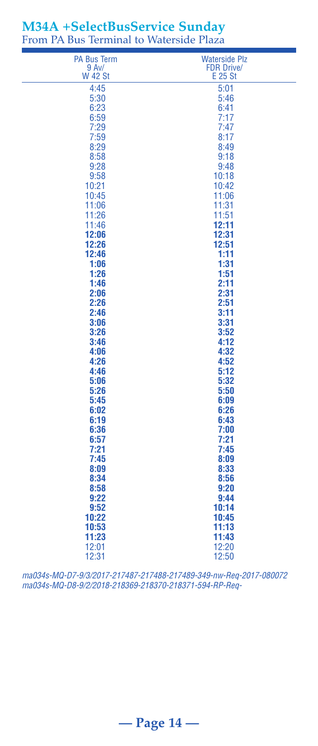## M34A +SelectBusService Sunday

From PA Bus Terminal to Waterside Plaza

| PA Bus Term 9 Av/ W 42 St | Waterside Plz FDR Drive/ E 25 St |
|---|---|
| 4:45 | 5:01 |
| 5:30 | 5:46 |
| 6:23 | 6:41 |
| 6:59 | 7:17 |
| 7:29 | 7:47 |
| 7:59 | 8:17 |
| 8:29 | 8:49 |
| 8:58 | 9:18 |
| 9:28 | 9:48 |
| 9:58 | 10:18 |
| 10:21 | 10:42 |
| 10:45 | 11:06 |
| 11:06 | 11:31 |
| 11:26 | 11:51 |
| 11:46 | **12:11** |
| **12:06** | **12:31** |
| **12:26** | **12:51** |
| **12:46** | **1:11** |
| **1:06** | **1:31** |
| **1:26** | **1:51** |
| **1:46** | **2:11** |
| **2:06** | **2:31** |
| **2:26** | **2:51** |
| **2:46** | **3:11** |
| **3:06** | **3:31** |
| **3:26** | **3:52** |
| **3:46** | **4:12** |
| **4:06** | **4:32** |
| **4:26** | **4:52** |
| **4:46** | **5:12** |
| **5:06** | **5:32** |
| **5:26** | **5:50** |
| **5:45** | **6:09** |
| **6:02** | **6:26** |
| **6:19** | **6:43** |
| **6:36** | **7:00** |
| **6:57** | **7:21** |
| **7:21** | **7:45** |
| **7:45** | **8:09** |
| **8:09** | **8:33** |
| **8:34** | **8:56** |
| **8:58** | **9:20** |
| **9:22** | **9:44** |
| **9:52** | **10:14** |
| **10:22** | **10:45** |
| **10:53** | **11:13** |
| **11:23** | **11:43** |
| 12:01 | 12:20 |
| 12:31 | 12:50 |

*ma034s-MQ-D7-9/3/2017-217487-217488-217489-349-nw-Req-2017-080072*
*ma034s-MQ-D8-9/2/2018-218369-218370-218371-594-RP-Req-*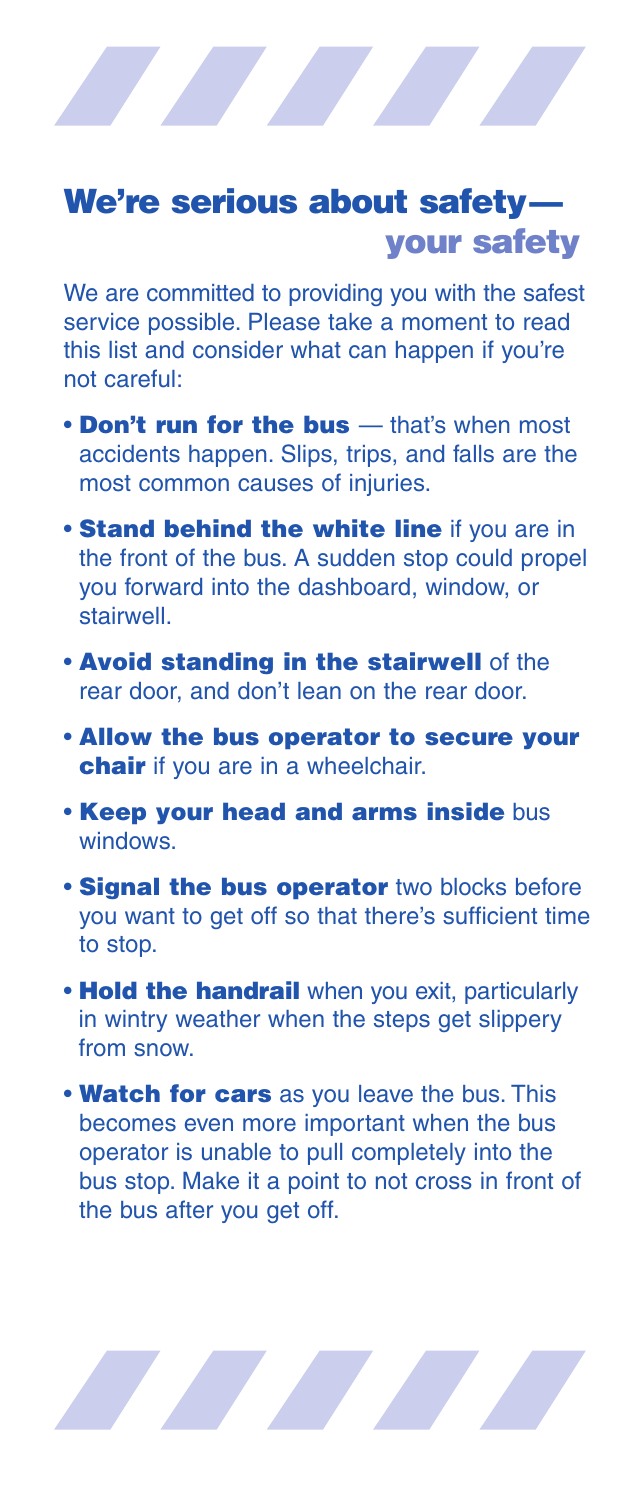## We're serious about safety— your safety

We are committed to providing you with the safest service possible. Please take a moment to read this list and consider what can happen if you're not careful:

- **Don't run for the bus** — that's when most accidents happen. Slips, trips, and falls are the most common causes of injuries.
- **Stand behind the white line** if you are in the front of the bus. A sudden stop could propel you forward into the dashboard, window, or stairwell.
- **Avoid standing in the stairwell** of the rear door, and don't lean on the rear door.
- **Allow the bus operator to secure your chair** if you are in a wheelchair.
- **Keep your head and arms inside** bus windows.
- **Signal the bus operator** two blocks before you want to get off so that there's sufficient time to stop.
- **Hold the handrail** when you exit, particularly in wintry weather when the steps get slippery from snow.
- **Watch for cars** as you leave the bus. This becomes even more important when the bus operator is unable to pull completely into the bus stop. Make it a point to not cross in front of the bus after you get off.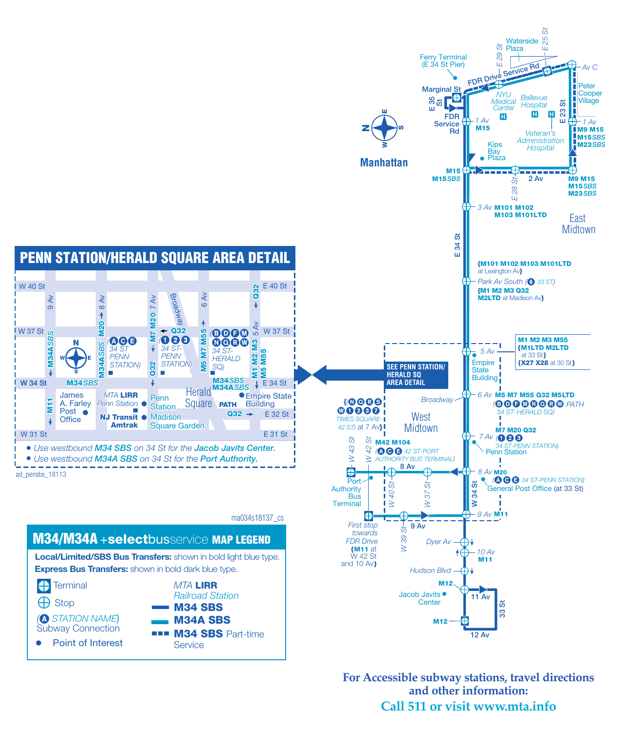## PENN STATION/HERALD SQUARE AREA DETAIL

W 40 St
E 40 St
9 Av
8 Av
7 Av
Broadway
6 Av
Q32
5 Av
W 37 St
E 37 St
M34A SBS
M20
M7 M20
← Q32
M55
(A C E 34 ST PENN STATION)
(1 2 3 34 ST-PENN STATION)
(B D F M N Q R W 34 ST-HERALD SQ)
M5 M7 M55
M1 M2 M3
M5 M55
M34A SBS
Q32
W 34 St
M34 SBS
M34 SBS
M34A SBS
E 34 St
M11
James A. Farley Post Office
MTA LIRR Penn Station
NJ Transit
Amtrak
Penn Station
Madison Square Garden
Herald Square
PATH
Empire State Building
Q32 →
E 32 St
W 31 St
E 31 St

- Use westbound **M34 SBS** on 34 St for the **Jacob Javits Center**.
- Use westbound **M34A SBS** on 34 St for the **Port Authority**.

ad_pensbs_18113

ma034s18137_cs

Manhattan

Ferry Terminal (E 34 St Pier)
Waterside Plaza
E 29 St
E 25 St
FDR Drive Service Rd
Av C
Marginal St
E 35 St
FDR Service Rd
NYU Medical Center
Bellevue Hospital
E 23 St
Peter Cooper Village
1 Av M15
1 Av M9 M15 M15SBS M23SBS
Veteran's Administration Hospital
Kips Bay Plaza
M15 M15SBS
E 28 St
2 Av
M9 M15 M15SBS M23SBS
3 Av M101 M102 M103 M101LTD
East Midtown
E 34 St
{M101 M102 M103 M101LTD at Lexington Av}
Park Av South (6 33 ST)
{M1 M2 M3 Q32 M2LTD at Madison Av}
5 Av
Empire State Building
M1 M2 M3 M55
{M1LTD M2LTD at 33 St}
{X27 X28 at 30 St}
SEE PENN STATION/ HERALD SQ AREA DETAIL
Broadway
6 Av M5 M7 M55 Q32 M5LTD
(B D F M N Q R W PATH 34 ST-HERALD SQ)
{(N Q R S W 1 2 3 7 TIMES SQUARE-42 ST) at 7 Av}
West Midtown
7 Av M7 M20 Q32
(1 2 3 34 ST-PENN STATION)
Penn Station
W 43 St
W 42 St
M42 M104
(A C E 42 ST-PORT AUTHORITY BUS TERMINAL)
8 Av
8 Av M20
(A C E 34 ST-PENN STATION)
General Post Office (at 33 St)
Port Authority Bus Terminal
W 40 St
W 37 St
W 34 St
W 39 St
9 Av
9 Av M11
First stop towards FDR Drive {M11 at W 42 St and 10 Av}
Dyer Av
10 Av M11
Hudson Blvd
M12
Jacob Javits Center
11 Av
33 St
M12
12 Av

## M34/M34A +selectbusservice MAP LEGEND

**Local/Limited/SBS Bus Transfers:** shown in bold light blue type.
**Express Bus Transfers:** shown in bold dark blue type.

- Terminal
- Stop
- (A STATION NAME) Subway Connection
- Point of Interest
- MTA LIRR Railroad Station
- **M34 SBS**
- **M34A SBS**
- **M34 SBS** Part-time Service

**For Accessible subway stations, travel directions and other information:**
**Call 511 or visit www.mta.info**